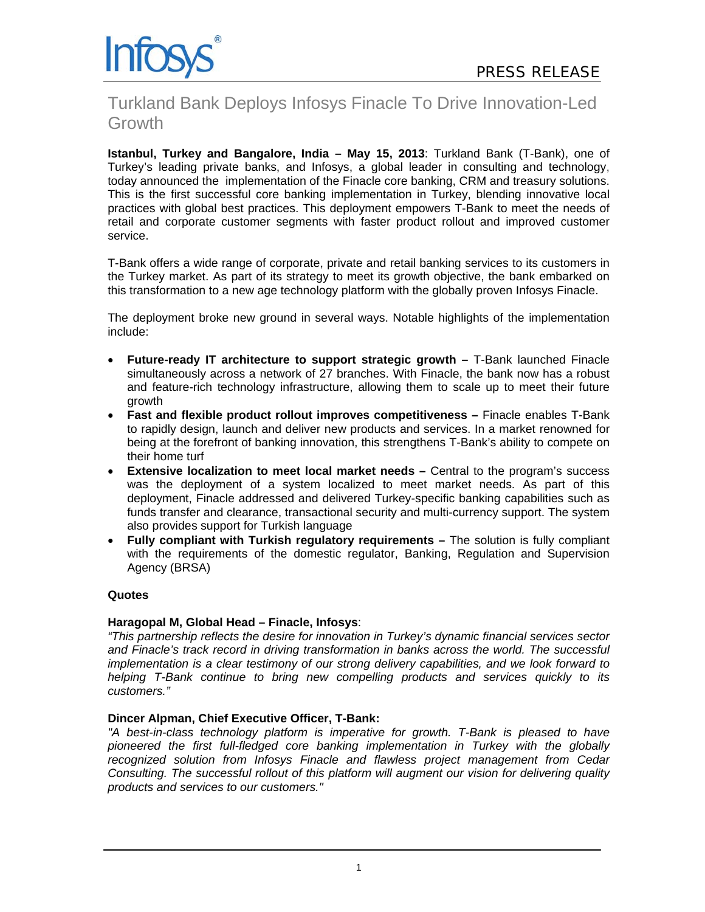PRESS RELEASE

# Turkland Bank Deploys Infosys Finacle To Drive Innovation-Led Growth

**Istanbul, Turkey and Bangalore, India – May 15, 2013**: Turkland Bank (T-Bank), one of Turkey's leading private banks, and Infosys, a global leader in consulting and technology, today announced the implementation of the Finacle core banking, CRM and treasury solutions. This is the first successful core banking implementation in Turkey, blending innovative local practices with global best practices. This deployment empowers T-Bank to meet the needs of retail and corporate customer segments with faster product rollout and improved customer service.

T-Bank offers a wide range of corporate, private and retail banking services to its customers in the Turkey market. As part of its strategy to meet its growth objective, the bank embarked on this transformation to a new age technology platform with the globally proven Infosys Finacle.

The deployment broke new ground in several ways. Notable highlights of the implementation include:

- **Future-ready IT architecture to support strategic growth –** T-Bank launched Finacle simultaneously across a network of 27 branches. With Finacle, the bank now has a robust and feature-rich technology infrastructure, allowing them to scale up to meet their future growth
- **Fast and flexible product rollout improves competitiveness –** Finacle enables T-Bank to rapidly design, launch and deliver new products and services. In a market renowned for being at the forefront of banking innovation, this strengthens T-Bank's ability to compete on their home turf
- **Extensive localization to meet local market needs –** Central to the program's success was the deployment of a system localized to meet market needs. As part of this deployment, Finacle addressed and delivered Turkey-specific banking capabilities such as funds transfer and clearance, transactional security and multi-currency support. The system also provides support for Turkish language
- **Fully compliant with Turkish regulatory requirements –** The solution is fully compliant with the requirements of the domestic regulator, Banking, Regulation and Supervision Agency (BRSA)

**Quotes**

**Haragopal M, Global Head – Finacle, Infosys**:
*"This partnership reflects the desire for innovation in Turkey's dynamic financial services sector and Finacle's track record in driving transformation in banks across the world. The successful implementation is a clear testimony of our strong delivery capabilities, and we look forward to helping T-Bank continue to bring new compelling products and services quickly to its customers."*

**Dincer Alpman, Chief Executive Officer, T-Bank:**
*"A best-in-class technology platform is imperative for growth. T-Bank is pleased to have pioneered the first full-fledged core banking implementation in Turkey with the globally recognized solution from Infosys Finacle and flawless project management from Cedar Consulting. The successful rollout of this platform will augment our vision for delivering quality products and services to our customers."*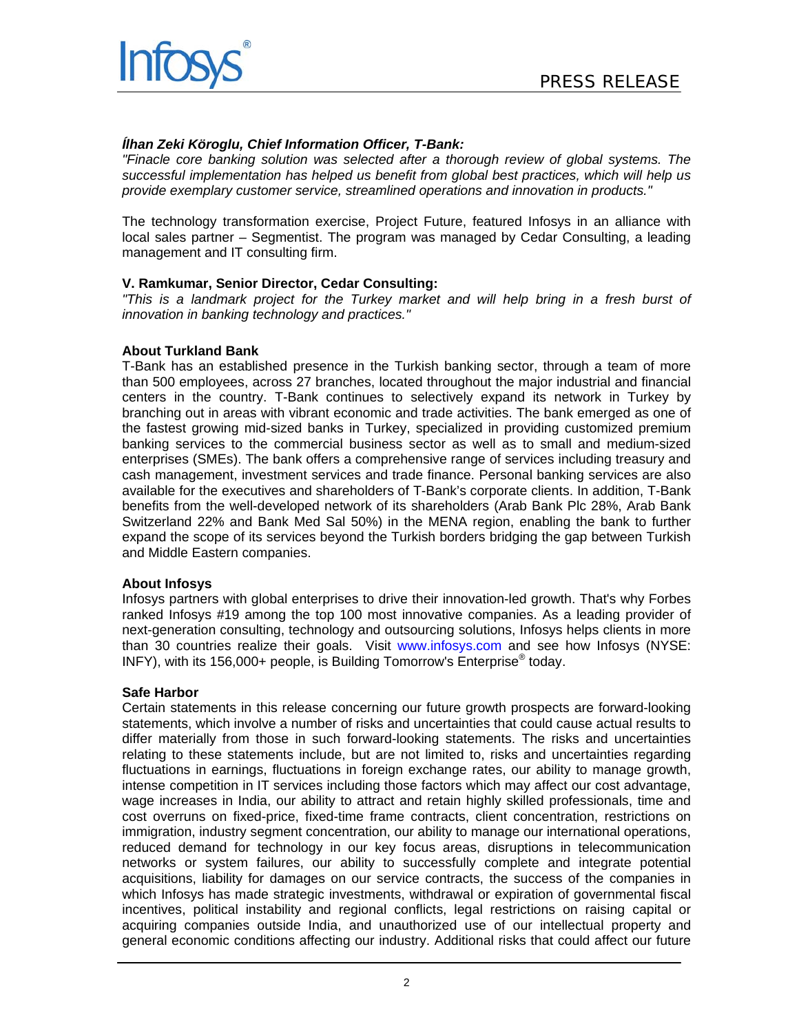***Ílhan Zeki Köroglu, Chief Information Officer, T-Bank:***
*"Finacle core banking solution was selected after a thorough review of global systems. The successful implementation has helped us benefit from global best practices, which will help us provide exemplary customer service, streamlined operations and innovation in products."*

The technology transformation exercise, Project Future, featured Infosys in an alliance with local sales partner – Segmentist. The program was managed by Cedar Consulting, a leading management and IT consulting firm.

**V. Ramkumar, Senior Director, Cedar Consulting:**
*"This is a landmark project for the Turkey market and will help bring in a fresh burst of innovation in banking technology and practices."*

**About Turkland Bank**
T-Bank has an established presence in the Turkish banking sector, through a team of more than 500 employees, across 27 branches, located throughout the major industrial and financial centers in the country. T-Bank continues to selectively expand its network in Turkey by branching out in areas with vibrant economic and trade activities. The bank emerged as one of the fastest growing mid-sized banks in Turkey, specialized in providing customized premium banking services to the commercial business sector as well as to small and medium-sized enterprises (SMEs). The bank offers a comprehensive range of services including treasury and cash management, investment services and trade finance. Personal banking services are also available for the executives and shareholders of T-Bank's corporate clients. In addition, T-Bank benefits from the well-developed network of its shareholders (Arab Bank Plc 28%, Arab Bank Switzerland 22% and Bank Med Sal 50%) in the MENA region, enabling the bank to further expand the scope of its services beyond the Turkish borders bridging the gap between Turkish and Middle Eastern companies.

**About Infosys**
Infosys partners with global enterprises to drive their innovation-led growth. That's why Forbes ranked Infosys #19 among the top 100 most innovative companies. As a leading provider of next-generation consulting, technology and outsourcing solutions, Infosys helps clients in more than 30 countries realize their goals. Visit www.infosys.com and see how Infosys (NYSE: INFY), with its 156,000+ people, is Building Tomorrow's Enterprise® today.

**Safe Harbor**
Certain statements in this release concerning our future growth prospects are forward-looking statements, which involve a number of risks and uncertainties that could cause actual results to differ materially from those in such forward-looking statements. The risks and uncertainties relating to these statements include, but are not limited to, risks and uncertainties regarding fluctuations in earnings, fluctuations in foreign exchange rates, our ability to manage growth, intense competition in IT services including those factors which may affect our cost advantage, wage increases in India, our ability to attract and retain highly skilled professionals, time and cost overruns on fixed-price, fixed-time frame contracts, client concentration, restrictions on immigration, industry segment concentration, our ability to manage our international operations, reduced demand for technology in our key focus areas, disruptions in telecommunication networks or system failures, our ability to successfully complete and integrate potential acquisitions, liability for damages on our service contracts, the success of the companies in which Infosys has made strategic investments, withdrawal or expiration of governmental fiscal incentives, political instability and regional conflicts, legal restrictions on raising capital or acquiring companies outside India, and unauthorized use of our intellectual property and general economic conditions affecting our industry. Additional risks that could affect our future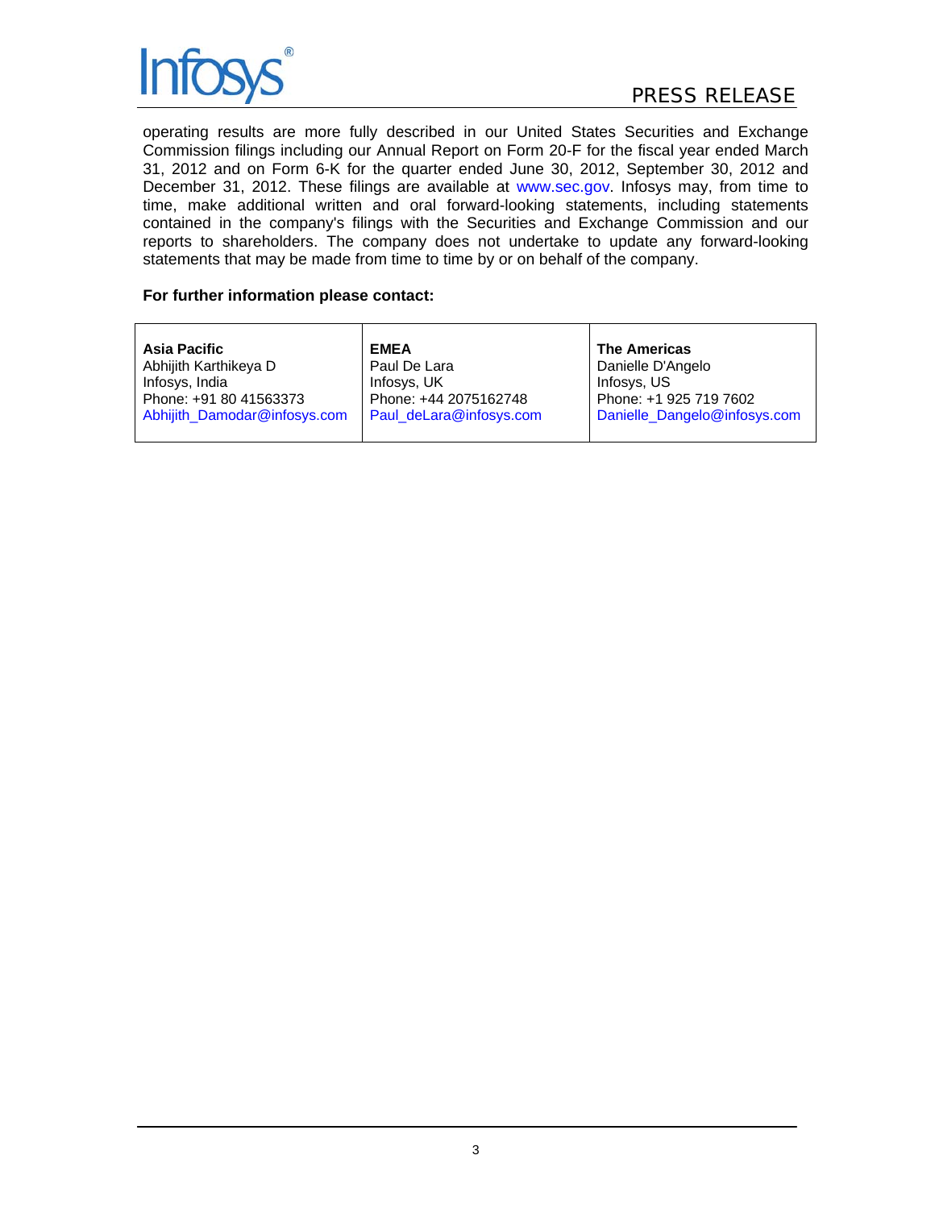operating results are more fully described in our United States Securities and Exchange Commission filings including our Annual Report on Form 20-F for the fiscal year ended March 31, 2012 and on Form 6-K for the quarter ended June 30, 2012, September 30, 2012 and December 31, 2012. These filings are available at www.sec.gov. Infosys may, from time to time, make additional written and oral forward-looking statements, including statements contained in the company's filings with the Securities and Exchange Commission and our reports to shareholders. The company does not undertake to update any forward-looking statements that may be made from time to time by or on behalf of the company.

**For further information please contact:**

| | | |
|---|---|---|
| **Asia Pacific**<br>Abhijith Karthikeya D<br>Infosys, India<br>Phone: +91 80 41563373<br>Abhijith_Damodar@infosys.com | **EMEA**<br>Paul De Lara<br>Infosys, UK<br>Phone: +44 2075162748<br>Paul_deLara@infosys.com | **The Americas**<br>Danielle D'Angelo<br>Infosys, US<br>Phone: +1 925 719 7602<br>Danielle_Dangelo@infosys.com |